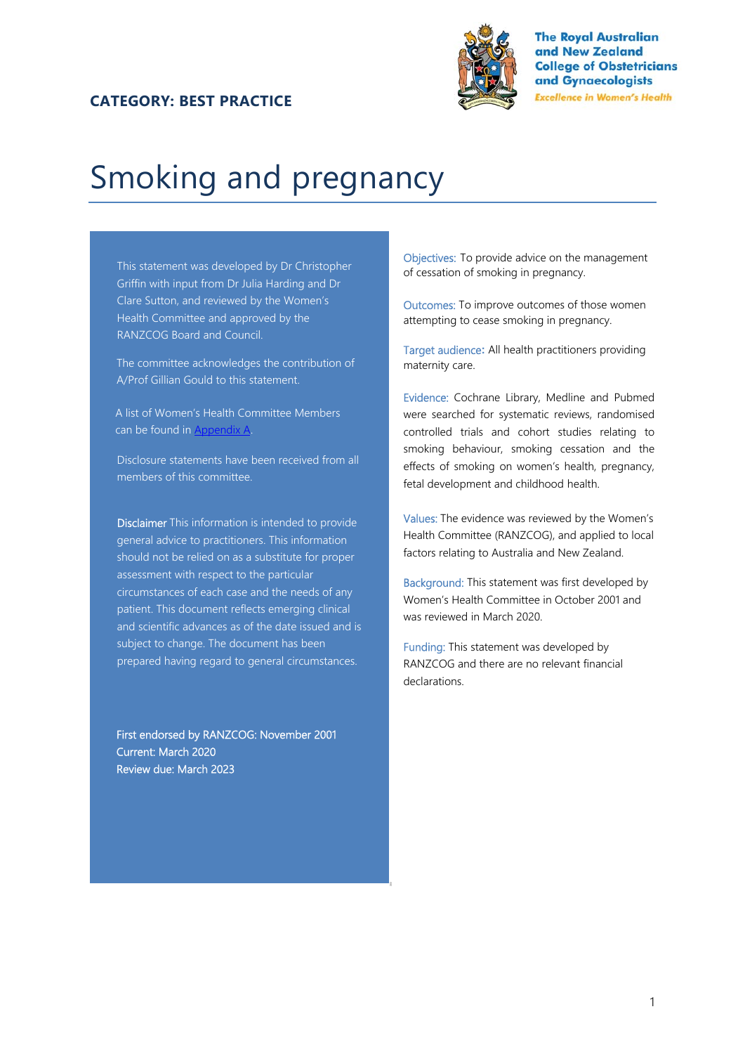The Royal Australian and New Zealand College of Obstetricians and Gynaecologists
*Excellence in Women's Health*

**CATEGORY: BEST PRACTICE**

# Smoking and pregnancy

This statement was developed by Dr Christopher Griffin with input from Dr Julia Harding and Dr Clare Sutton, and reviewed by the Women's Health Committee and approved by the RANZCOG Board and Council.

The committee acknowledges the contribution of A/Prof Gillian Gould to this statement.

A list of Women's Health Committee Members can be found in [Appendix A](#).

Disclosure statements have been received from all members of this committee.

**Disclaimer** This information is intended to provide general advice to practitioners. This information should not be relied on as a substitute for proper assessment with respect to the particular circumstances of each case and the needs of any patient. This document reflects emerging clinical and scientific advances as of the date issued and is subject to change. The document has been prepared having regard to general circumstances.

First endorsed by RANZCOG: November 2001
Current: March 2020
Review due: March 2023

**Objectives:** To provide advice on the management of cessation of smoking in pregnancy.

**Outcomes:** To improve outcomes of those women attempting to cease smoking in pregnancy.

**Target audience:** All health practitioners providing maternity care.

**Evidence:** Cochrane Library, Medline and Pubmed were searched for systematic reviews, randomised controlled trials and cohort studies relating to smoking behaviour, smoking cessation and the effects of smoking on women's health, pregnancy, fetal development and childhood health.

**Values:** The evidence was reviewed by the Women's Health Committee (RANZCOG), and applied to local factors relating to Australia and New Zealand.

**Background:** This statement was first developed by Women's Health Committee in October 2001 and was reviewed in March 2020.

**Funding:** This statement was developed by RANZCOG and there are no relevant financial declarations.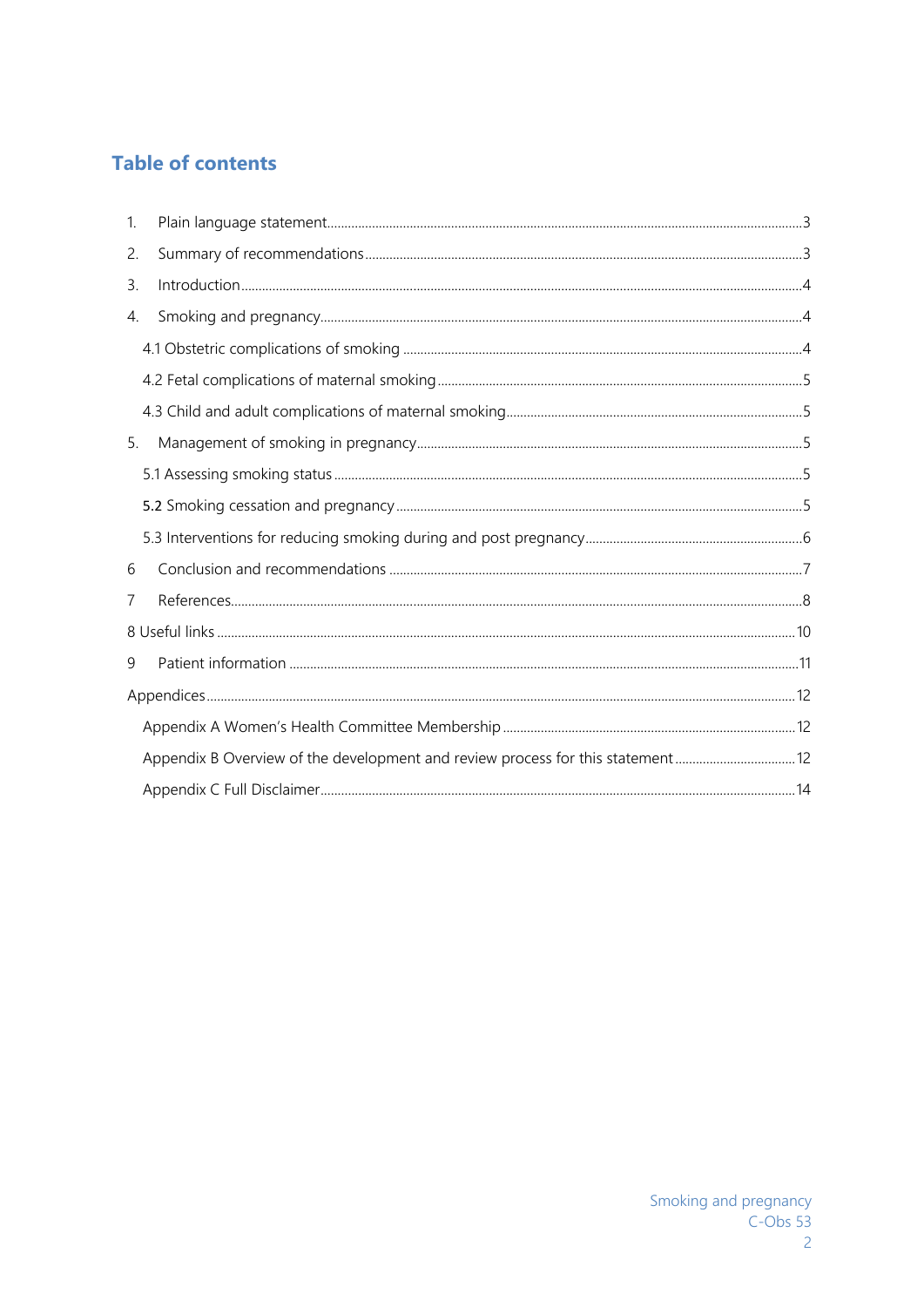# Table of contents

1. Plain language statement ... 3
2. Summary of recommendations ... 3
3. Introduction ... 4
4. Smoking and pregnancy ... 4
   - 4.1 Obstetric complications of smoking ... 4
   - 4.2 Fetal complications of maternal smoking ... 5
   - 4.3 Child and adult complications of maternal smoking ... 5
5. Management of smoking in pregnancy ... 5
   - 5.1 Assessing smoking status ... 5
   - 5.2 Smoking cessation and pregnancy ... 5
   - 5.3 Interventions for reducing smoking during and post pregnancy ... 6
6. Conclusion and recommendations ... 7
7. References ... 8

8 Useful links ... 10

9 Patient information ... 11

Appendices ... 12

- Appendix A Women's Health Committee Membership ... 12
- Appendix B Overview of the development and review process for this statement ... 12
- Appendix C Full Disclaimer ... 14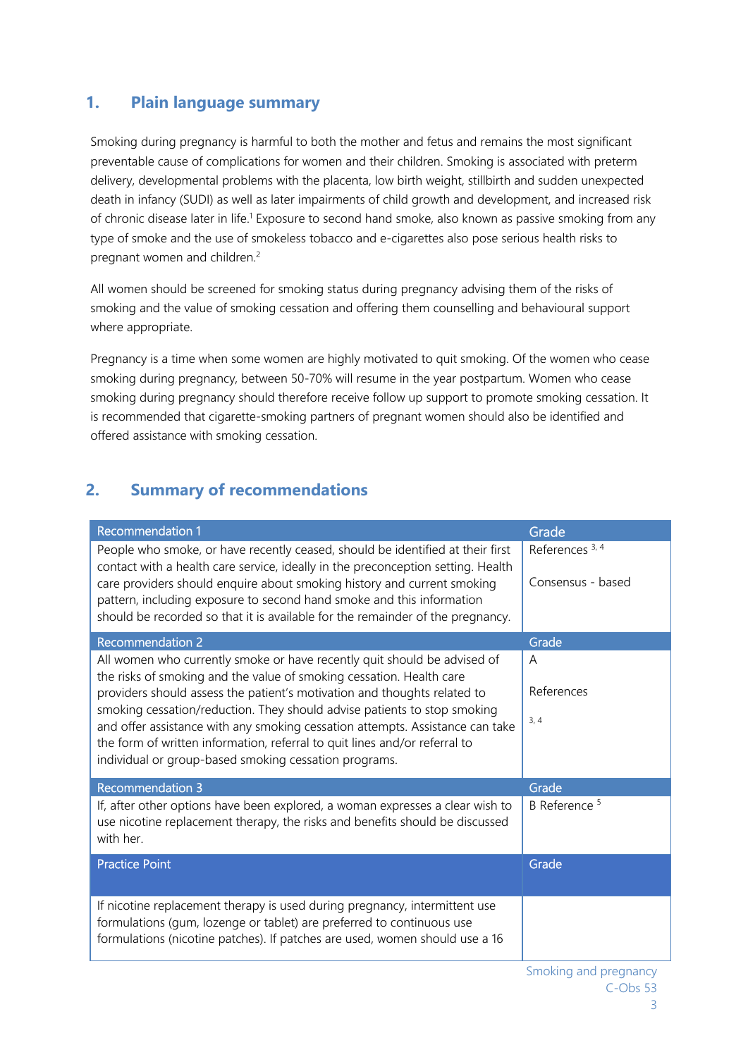## 1. Plain language summary

Smoking during pregnancy is harmful to both the mother and fetus and remains the most significant preventable cause of complications for women and their children. Smoking is associated with preterm delivery, developmental problems with the placenta, low birth weight, stillbirth and sudden unexpected death in infancy (SUDI) as well as later impairments of child growth and development, and increased risk of chronic disease later in life.[1] Exposure to second hand smoke, also known as passive smoking from any type of smoke and the use of smokeless tobacco and e-cigarettes also pose serious health risks to pregnant women and children.[2]

All women should be screened for smoking status during pregnancy advising them of the risks of smoking and the value of smoking cessation and offering them counselling and behavioural support where appropriate.

Pregnancy is a time when some women are highly motivated to quit smoking. Of the women who cease smoking during pregnancy, between 50-70% will resume in the year postpartum. Women who cease smoking during pregnancy should therefore receive follow up support to promote smoking cessation. It is recommended that cigarette-smoking partners of pregnant women should also be identified and offered assistance with smoking cessation.

## 2. Summary of recommendations

| Recommendation 1 | Grade |
|---|---|
| People who smoke, or have recently ceased, should be identified at their first contact with a health care service, ideally in the preconception setting. Health care providers should enquire about smoking history and current smoking pattern, including exposure to second hand smoke and this information should be recorded so that it is available for the remainder of the pregnancy. | References [3, 4]<br><br>Consensus - based |
| **Recommendation 2** | **Grade** |
| All women who currently smoke or have recently quit should be advised of the risks of smoking and the value of smoking cessation. Health care providers should assess the patient's motivation and thoughts related to smoking cessation/reduction. They should advise patients to stop smoking and offer assistance with any smoking cessation attempts. Assistance can take the form of written information, referral to quit lines and/or referral to individual or group-based smoking cessation programs. | A<br><br>References<br><br>[3, 4] |
| **Recommendation 3** | **Grade** |
| If, after other options have been explored, a woman expresses a clear wish to use nicotine replacement therapy, the risks and benefits should be discussed with her. | B Reference [5] |
| **Practice Point** | **Grade** |
| If nicotine replacement therapy is used during pregnancy, intermittent use formulations (gum, lozenge or tablet) are preferred to continuous use formulations (nicotine patches). If patches are used, women should use a 16 | |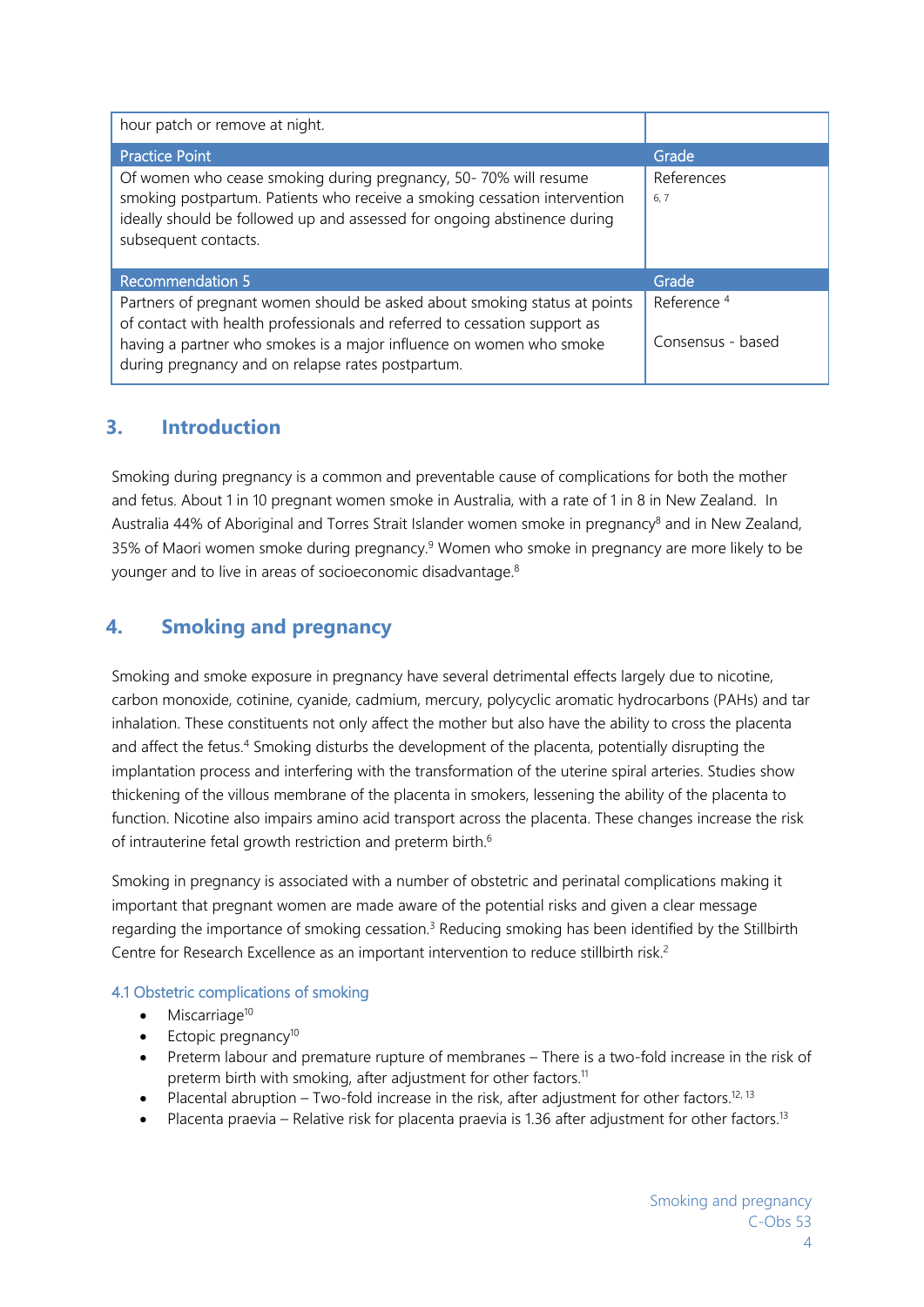| hour patch or remove at night. | |
|---|---|
| **Practice Point** | **Grade** |
| Of women who cease smoking during pregnancy, 50- 70% will resume smoking postpartum. Patients who receive a smoking cessation intervention ideally should be followed up and assessed for ongoing abstinence during subsequent contacts. | References [6, 7] |
| **Recommendation 5** | **Grade** |
| Partners of pregnant women should be asked about smoking status at points of contact with health professionals and referred to cessation support as having a partner who smokes is a major influence on women who smoke during pregnancy and on relapse rates postpartum. | Reference [4]<br><br>Consensus - based |

## 3. Introduction

Smoking during pregnancy is a common and preventable cause of complications for both the mother and fetus. About 1 in 10 pregnant women smoke in Australia, with a rate of 1 in 8 in New Zealand. In Australia 44% of Aboriginal and Torres Strait Islander women smoke in pregnancy[8] and in New Zealand, 35% of Maori women smoke during pregnancy.[9] Women who smoke in pregnancy are more likely to be younger and to live in areas of socioeconomic disadvantage.[8]

## 4. Smoking and pregnancy

Smoking and smoke exposure in pregnancy have several detrimental effects largely due to nicotine, carbon monoxide, cotinine, cyanide, cadmium, mercury, polycyclic aromatic hydrocarbons (PAHs) and tar inhalation. These constituents not only affect the mother but also have the ability to cross the placenta and affect the fetus.[4] Smoking disturbs the development of the placenta, potentially disrupting the implantation process and interfering with the transformation of the uterine spiral arteries. Studies show thickening of the villous membrane of the placenta in smokers, lessening the ability of the placenta to function. Nicotine also impairs amino acid transport across the placenta. These changes increase the risk of intrauterine fetal growth restriction and preterm birth.[6]

Smoking in pregnancy is associated with a number of obstetric and perinatal complications making it important that pregnant women are made aware of the potential risks and given a clear message regarding the importance of smoking cessation.[3] Reducing smoking has been identified by the Stillbirth Centre for Research Excellence as an important intervention to reduce stillbirth risk.[2]

### 4.1 Obstetric complications of smoking

- Miscarriage[10]
- Ectopic pregnancy[10]
- Preterm labour and premature rupture of membranes – There is a two-fold increase in the risk of preterm birth with smoking, after adjustment for other factors.[11]
- Placental abruption – Two-fold increase in the risk, after adjustment for other factors.[12, 13]
- Placenta praevia – Relative risk for placenta praevia is 1.36 after adjustment for other factors.[13]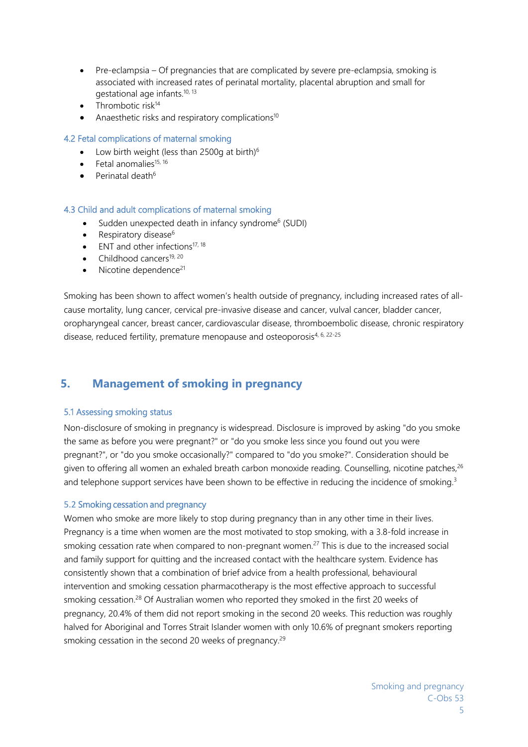- Pre-eclampsia – Of pregnancies that are complicated by severe pre-eclampsia, smoking is associated with increased rates of perinatal mortality, placental abruption and small for gestational age infants.[10, 13]
- Thrombotic risk[14]
- Anaesthetic risks and respiratory complications[10]

### 4.2 Fetal complications of maternal smoking

- Low birth weight (less than 2500g at birth)[6]
- Fetal anomalies[15, 16]
- Perinatal death[6]

### 4.3 Child and adult complications of maternal smoking

- Sudden unexpected death in infancy syndrome[6] (SUDI)
- Respiratory disease[6]
- ENT and other infections[17, 18]
- Childhood cancers[19, 20]
- Nicotine dependence[21]

Smoking has been shown to affect women's health outside of pregnancy, including increased rates of all-cause mortality, lung cancer, cervical pre-invasive disease and cancer, vulval cancer, bladder cancer, oropharyngeal cancer, breast cancer, cardiovascular disease, thromboembolic disease, chronic respiratory disease, reduced fertility, premature menopause and osteoporosis[4, 6, 22-25]

## 5. Management of smoking in pregnancy

### 5.1 Assessing smoking status

Non-disclosure of smoking in pregnancy is widespread. Disclosure is improved by asking "do you smoke the same as before you were pregnant?" or "do you smoke less since you found out you were pregnant?", or "do you smoke occasionally?" compared to "do you smoke?". Consideration should be given to offering all women an exhaled breath carbon monoxide reading. Counselling, nicotine patches,[26] and telephone support services have been shown to be effective in reducing the incidence of smoking.[3]

### 5.2 Smoking cessation and pregnancy

Women who smoke are more likely to stop during pregnancy than in any other time in their lives. Pregnancy is a time when women are the most motivated to stop smoking, with a 3.8-fold increase in smoking cessation rate when compared to non-pregnant women.[27] This is due to the increased social and family support for quitting and the increased contact with the healthcare system. Evidence has consistently shown that a combination of brief advice from a health professional, behavioural intervention and smoking cessation pharmacotherapy is the most effective approach to successful smoking cessation.[28] Of Australian women who reported they smoked in the first 20 weeks of pregnancy, 20.4% of them did not report smoking in the second 20 weeks. This reduction was roughly halved for Aboriginal and Torres Strait Islander women with only 10.6% of pregnant smokers reporting smoking cessation in the second 20 weeks of pregnancy.[29]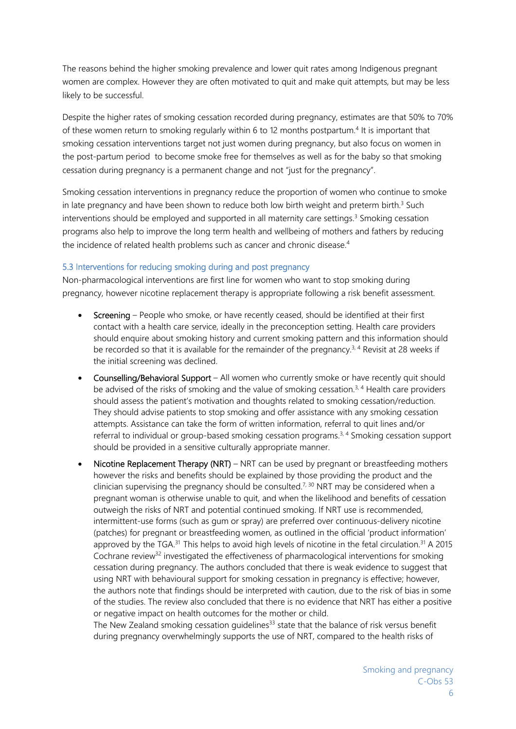The reasons behind the higher smoking prevalence and lower quit rates among Indigenous pregnant women are complex. However they are often motivated to quit and make quit attempts, but may be less likely to be successful.

Despite the higher rates of smoking cessation recorded during pregnancy, estimates are that 50% to 70% of these women return to smoking regularly within 6 to 12 months postpartum.[4] It is important that smoking cessation interventions target not just women during pregnancy, but also focus on women in the post-partum period to become smoke free for themselves as well as for the baby so that smoking cessation during pregnancy is a permanent change and not "just for the pregnancy".

Smoking cessation interventions in pregnancy reduce the proportion of women who continue to smoke in late pregnancy and have been shown to reduce both low birth weight and preterm birth.[3] Such interventions should be employed and supported in all maternity care settings.[3] Smoking cessation programs also help to improve the long term health and wellbeing of mothers and fathers by reducing the incidence of related health problems such as cancer and chronic disease.[4]

### 5.3 Interventions for reducing smoking during and post pregnancy

Non-pharmacological interventions are first line for women who want to stop smoking during pregnancy, however nicotine replacement therapy is appropriate following a risk benefit assessment.

- **Screening** – People who smoke, or have recently ceased, should be identified at their first contact with a health care service, ideally in the preconception setting. Health care providers should enquire about smoking history and current smoking pattern and this information should be recorded so that it is available for the remainder of the pregnancy.[3, 4] Revisit at 28 weeks if the initial screening was declined.
- **Counselling/Behavioral Support** – All women who currently smoke or have recently quit should be advised of the risks of smoking and the value of smoking cessation.[3, 4] Health care providers should assess the patient's motivation and thoughts related to smoking cessation/reduction. They should advise patients to stop smoking and offer assistance with any smoking cessation attempts. Assistance can take the form of written information, referral to quit lines and/or referral to individual or group-based smoking cessation programs.[3, 4] Smoking cessation support should be provided in a sensitive culturally appropriate manner.
- **Nicotine Replacement Therapy (NRT)** – NRT can be used by pregnant or breastfeeding mothers however the risks and benefits should be explained by those providing the product and the clinician supervising the pregnancy should be consulted.[7, 30] NRT may be considered when a pregnant woman is otherwise unable to quit, and when the likelihood and benefits of cessation outweigh the risks of NRT and potential continued smoking. If NRT use is recommended, intermittent-use forms (such as gum or spray) are preferred over continuous-delivery nicotine (patches) for pregnant or breastfeeding women, as outlined in the official 'product information' approved by the TGA.[31] This helps to avoid high levels of nicotine in the fetal circulation.[31] A 2015 Cochrane review[32] investigated the effectiveness of pharmacological interventions for smoking cessation during pregnancy. The authors concluded that there is weak evidence to suggest that using NRT with behavioural support for smoking cessation in pregnancy is effective; however, the authors note that findings should be interpreted with caution, due to the risk of bias in some of the studies. The review also concluded that there is no evidence that NRT has either a positive or negative impact on health outcomes for the mother or child.
  The New Zealand smoking cessation guidelines[33] state that the balance of risk versus benefit during pregnancy overwhelmingly supports the use of NRT, compared to the health risks of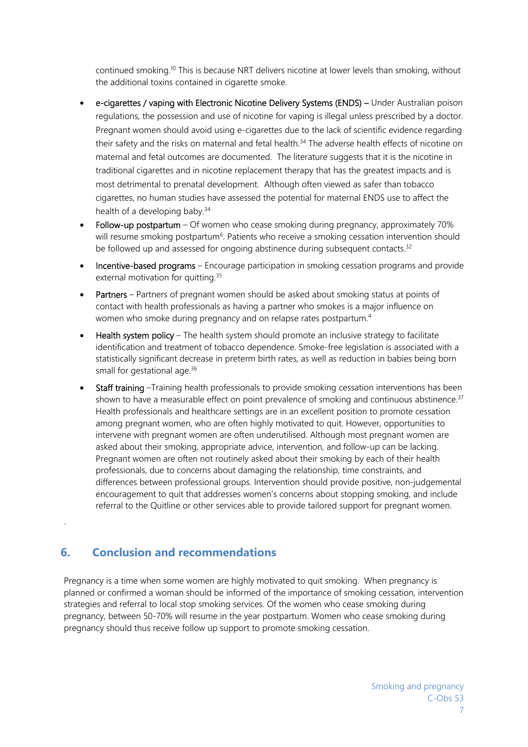continued smoking.[10] This is because NRT delivers nicotine at lower levels than smoking, without the additional toxins contained in cigarette smoke.

- e-cigarettes / vaping with Electronic Nicotine Delivery Systems (ENDS) – Under Australian poison regulations, the possession and use of nicotine for vaping is illegal unless prescribed by a doctor. Pregnant women should avoid using e-cigarettes due to the lack of scientific evidence regarding their safety and the risks on maternal and fetal health.[34] The adverse health effects of nicotine on maternal and fetal outcomes are documented. The literature suggests that it is the nicotine in traditional cigarettes and in nicotine replacement therapy that has the greatest impacts and is most detrimental to prenatal development. Although often viewed as safer than tobacco cigarettes, no human studies have assessed the potential for maternal ENDS use to affect the health of a developing baby.[34]
- Follow-up postpartum – Of women who cease smoking during pregnancy, approximately 70% will resume smoking postpartum[6]. Patients who receive a smoking cessation intervention should be followed up and assessed for ongoing abstinence during subsequent contacts.[32]
- Incentive-based programs – Encourage participation in smoking cessation programs and provide external motivation for quitting.[35]
- Partners – Partners of pregnant women should be asked about smoking status at points of contact with health professionals as having a partner who smokes is a major influence on women who smoke during pregnancy and on relapse rates postpartum.[4]
- Health system policy – The health system should promote an inclusive strategy to facilitate identification and treatment of tobacco dependence. Smoke-free legislation is associated with a statistically significant decrease in preterm birth rates, as well as reduction in babies being born small for gestational age.[36]
- Staff training –Training health professionals to provide smoking cessation interventions has been shown to have a measurable effect on point prevalence of smoking and continuous abstinence.[37] Health professionals and healthcare settings are in an excellent position to promote cessation among pregnant women, who are often highly motivated to quit. However, opportunities to intervene with pregnant women are often underutilised. Although most pregnant women are asked about their smoking, appropriate advice, intervention, and follow-up can be lacking. Pregnant women are often not routinely asked about their smoking by each of their health professionals, due to concerns about damaging the relationship, time constraints, and differences between professional groups. Intervention should provide positive, non-judgemental encouragement to quit that addresses women's concerns about stopping smoking, and include referral to the Quitline or other services able to provide tailored support for pregnant women.

## 6. Conclusion and recommendations

Pregnancy is a time when some women are highly motivated to quit smoking. When pregnancy is planned or confirmed a woman should be informed of the importance of smoking cessation, intervention strategies and referral to local stop smoking services. Of the women who cease smoking during pregnancy, between 50-70% will resume in the year postpartum. Women who cease smoking during pregnancy should thus receive follow up support to promote smoking cessation.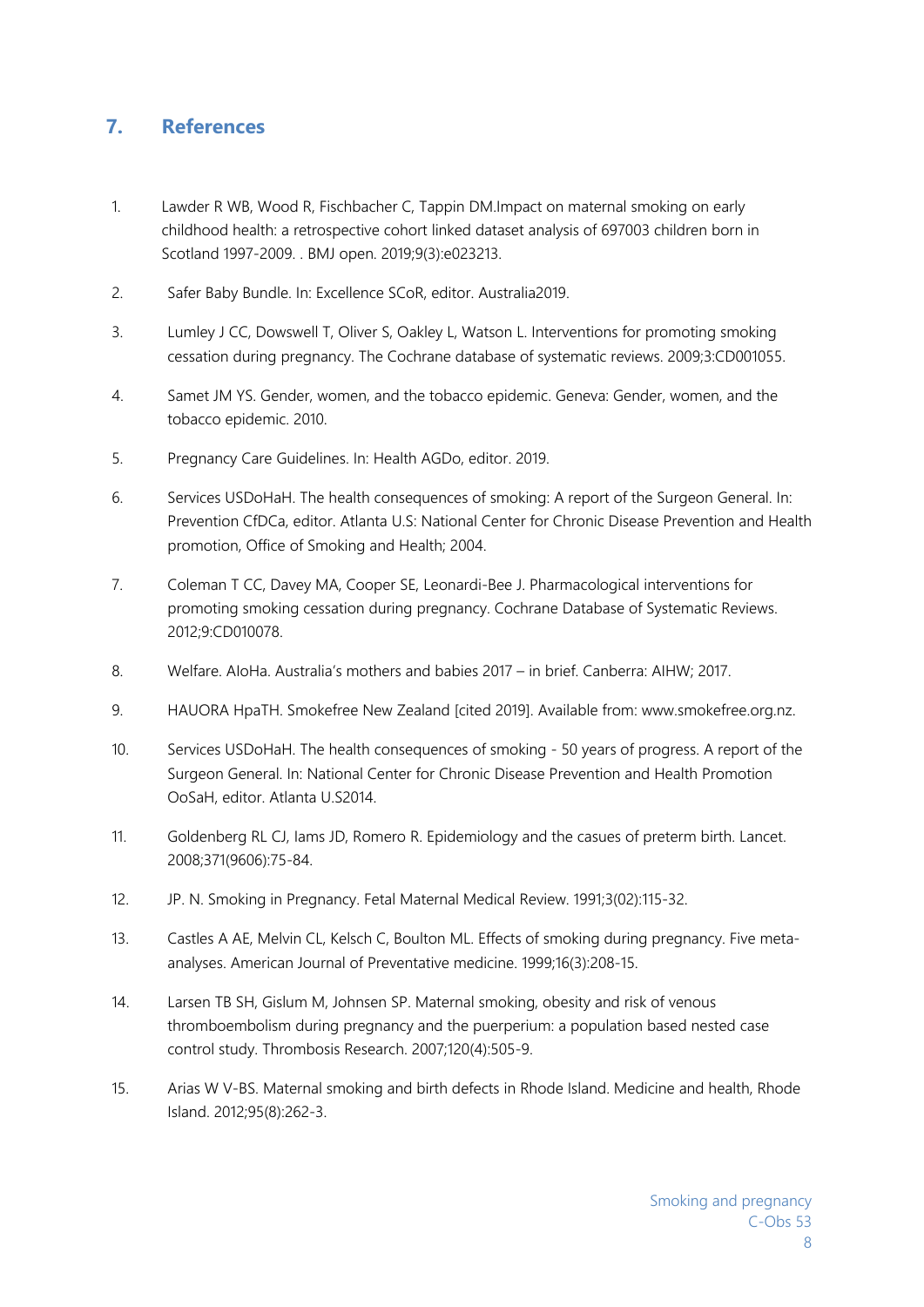## 7. References

1. Lawder R WB, Wood R, Fischbacher C, Tappin DM.Impact on maternal smoking on early childhood health: a retrospective cohort linked dataset analysis of 697003 children born in Scotland 1997-2009. . BMJ open. 2019;9(3):e023213.
2. Safer Baby Bundle. In: Excellence SCoR, editor. Australia2019.
3. Lumley J CC, Dowswell T, Oliver S, Oakley L, Watson L. Interventions for promoting smoking cessation during pregnancy. The Cochrane database of systematic reviews. 2009;3:CD001055.
4. Samet JM YS. Gender, women, and the tobacco epidemic. Geneva: Gender, women, and the tobacco epidemic. 2010.
5. Pregnancy Care Guidelines. In: Health AGDo, editor. 2019.
6. Services USDoHaH. The health consequences of smoking: A report of the Surgeon General. In: Prevention CfDCa, editor. Atlanta U.S: National Center for Chronic Disease Prevention and Health promotion, Office of Smoking and Health; 2004.
7. Coleman T CC, Davey MA, Cooper SE, Leonardi-Bee J. Pharmacological interventions for promoting smoking cessation during pregnancy. Cochrane Database of Systematic Reviews. 2012;9:CD010078.
8. Welfare. AIoHa. Australia's mothers and babies 2017 – in brief. Canberra: AIHW; 2017.
9. HAUORA HpaTH. Smokefree New Zealand [cited 2019]. Available from: www.smokefree.org.nz.
10. Services USDoHaH. The health consequences of smoking - 50 years of progress. A report of the Surgeon General. In: National Center for Chronic Disease Prevention and Health Promotion OoSaH, editor. Atlanta U.S2014.
11. Goldenberg RL CJ, Iams JD, Romero R. Epidemiology and the casues of preterm birth. Lancet. 2008;371(9606):75-84.
12. JP. N. Smoking in Pregnancy. Fetal Maternal Medical Review. 1991;3(02):115-32.
13. Castles A AE, Melvin CL, Kelsch C, Boulton ML. Effects of smoking during pregnancy. Five meta-analyses. American Journal of Preventative medicine. 1999;16(3):208-15.
14. Larsen TB SH, Gislum M, Johnsen SP. Maternal smoking, obesity and risk of venous thromboembolism during pregnancy and the puerperium: a population based nested case control study. Thrombosis Research. 2007;120(4):505-9.
15. Arias W V-BS. Maternal smoking and birth defects in Rhode Island. Medicine and health, Rhode Island. 2012;95(8):262-3.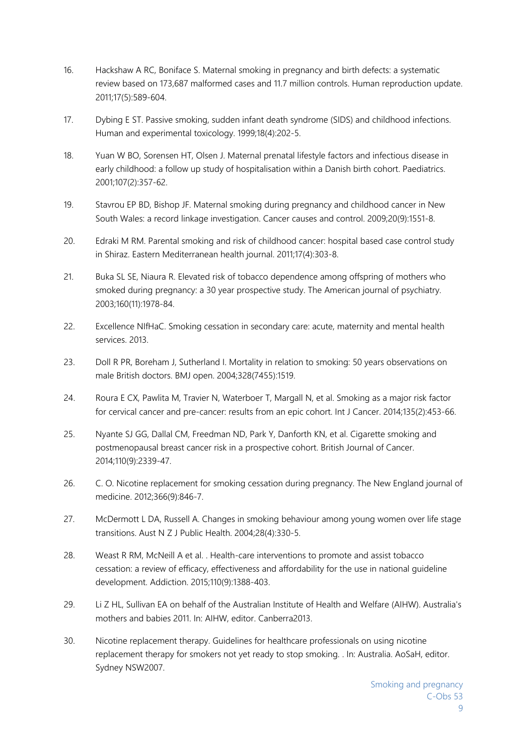16. Hackshaw A RC, Boniface S. Maternal smoking in pregnancy and birth defects: a systematic review based on 173,687 malformed cases and 11.7 million controls. Human reproduction update. 2011;17(5):589-604.

17. Dybing E ST. Passive smoking, sudden infant death syndrome (SIDS) and childhood infections. Human and experimental toxicology. 1999;18(4):202-5.

18. Yuan W BO, Sorensen HT, Olsen J. Maternal prenatal lifestyle factors and infectious disease in early childhood: a follow up study of hospitalisation within a Danish birth cohort. Paediatrics. 2001;107(2):357-62.

19. Stavrou EP BD, Bishop JF. Maternal smoking during pregnancy and childhood cancer in New South Wales: a record linkage investigation. Cancer causes and control. 2009;20(9):1551-8.

20. Edraki M RM. Parental smoking and risk of childhood cancer: hospital based case control study in Shiraz. Eastern Mediterranean health journal. 2011;17(4):303-8.

21. Buka SL SE, Niaura R. Elevated risk of tobacco dependence among offspring of mothers who smoked during pregnancy: a 30 year prospective study. The American journal of psychiatry. 2003;160(11):1978-84.

22. Excellence NIfHaC. Smoking cessation in secondary care: acute, maternity and mental health services. 2013.

23. Doll R PR, Boreham J, Sutherland I. Mortality in relation to smoking: 50 years observations on male British doctors. BMJ open. 2004;328(7455):1519.

24. Roura E CX, Pawlita M, Travier N, Waterboer T, Margall N, et al. Smoking as a major risk factor for cervical cancer and pre-cancer: results from an epic cohort. Int J Cancer. 2014;135(2):453-66.

25. Nyante SJ GG, Dallal CM, Freedman ND, Park Y, Danforth KN, et al. Cigarette smoking and postmenopausal breast cancer risk in a prospective cohort. British Journal of Cancer. 2014;110(9):2339-47.

26. C. O. Nicotine replacement for smoking cessation during pregnancy. The New England journal of medicine. 2012;366(9):846-7.

27. McDermott L DA, Russell A. Changes in smoking behaviour among young women over life stage transitions. Aust N Z J Public Health. 2004;28(4):330-5.

28. Weast R RM, McNeill A et al. . Health-care interventions to promote and assist tobacco cessation: a review of efficacy, effectiveness and affordability for the use in national guideline development. Addiction. 2015;110(9):1388-403.

29. Li Z HL, Sullivan EA on behalf of the Australian Institute of Health and Welfare (AIHW). Australia's mothers and babies 2011. In: AIHW, editor. Canberra2013.

30. Nicotine replacement therapy. Guidelines for healthcare professionals on using nicotine replacement therapy for smokers not yet ready to stop smoking. . In: Australia. AoSaH, editor. Sydney NSW2007.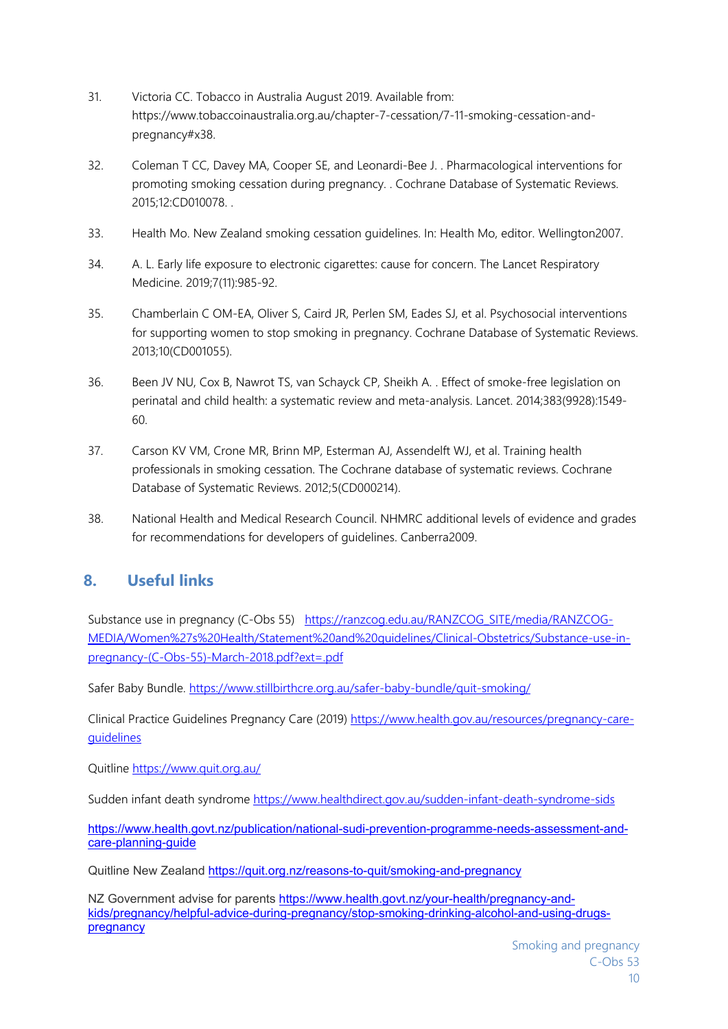31. Victoria CC. Tobacco in Australia August 2019. Available from: https://www.tobaccoinaustralia.org.au/chapter-7-cessation/7-11-smoking-cessation-and-pregnancy#x38.

32. Coleman T CC, Davey MA, Cooper SE, and Leonardi-Bee J. . Pharmacological interventions for promoting smoking cessation during pregnancy. . Cochrane Database of Systematic Reviews. 2015;12:CD010078. .

33. Health Mo. New Zealand smoking cessation guidelines. In: Health Mo, editor. Wellington2007.

34. A. L. Early life exposure to electronic cigarettes: cause for concern. The Lancet Respiratory Medicine. 2019;7(11):985-92.

35. Chamberlain C OM-EA, Oliver S, Caird JR, Perlen SM, Eades SJ, et al. Psychosocial interventions for supporting women to stop smoking in pregnancy. Cochrane Database of Systematic Reviews. 2013;10(CD001055).

36. Been JV NU, Cox B, Nawrot TS, van Schayck CP, Sheikh A. . Effect of smoke-free legislation on perinatal and child health: a systematic review and meta-analysis. Lancet. 2014;383(9928):1549-60.

37. Carson KV VM, Crone MR, Brinn MP, Esterman AJ, Assendelft WJ, et al. Training health professionals in smoking cessation. The Cochrane database of systematic reviews. Cochrane Database of Systematic Reviews. 2012;5(CD000214).

38. National Health and Medical Research Council. NHMRC additional levels of evidence and grades for recommendations for developers of guidelines. Canberra2009.

## 8. Useful links

Substance use in pregnancy (C-Obs 55) https://ranzcog.edu.au/RANZCOG_SITE/media/RANZCOG-MEDIA/Women%27s%20Health/Statement%20and%20guidelines/Clinical-Obstetrics/Substance-use-in-pregnancy-(C-Obs-55)-March-2018.pdf?ext=.pdf

Safer Baby Bundle. https://www.stillbirthcre.org.au/safer-baby-bundle/quit-smoking/

Clinical Practice Guidelines Pregnancy Care (2019) https://www.health.gov.au/resources/pregnancy-care-guidelines

Quitline https://www.quit.org.au/

Sudden infant death syndrome https://www.healthdirect.gov.au/sudden-infant-death-syndrome-sids

https://www.health.govt.nz/publication/national-sudi-prevention-programme-needs-assessment-and-care-planning-guide

Quitline New Zealand https://quit.org.nz/reasons-to-quit/smoking-and-pregnancy

NZ Government advise for parents https://www.health.govt.nz/your-health/pregnancy-and-kids/pregnancy/helpful-advice-during-pregnancy/stop-smoking-drinking-alcohol-and-using-drugs-pregnancy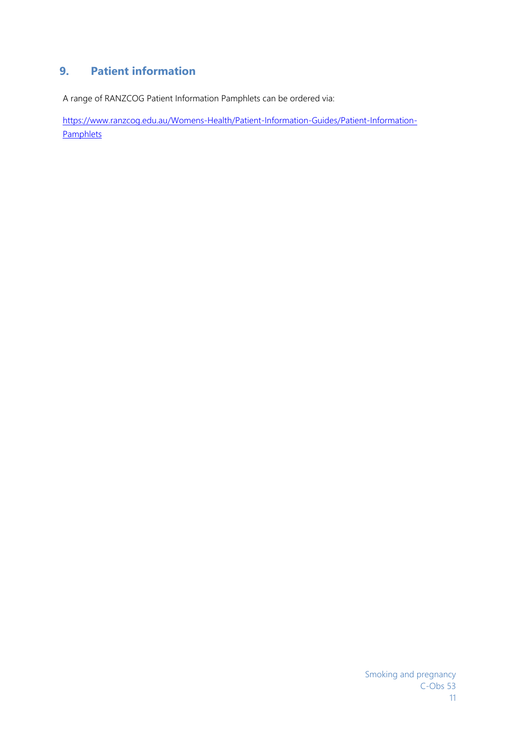## 9. Patient information

A range of RANZCOG Patient Information Pamphlets can be ordered via:

https://www.ranzcog.edu.au/Womens-Health/Patient-Information-Guides/Patient-Information-Pamphlets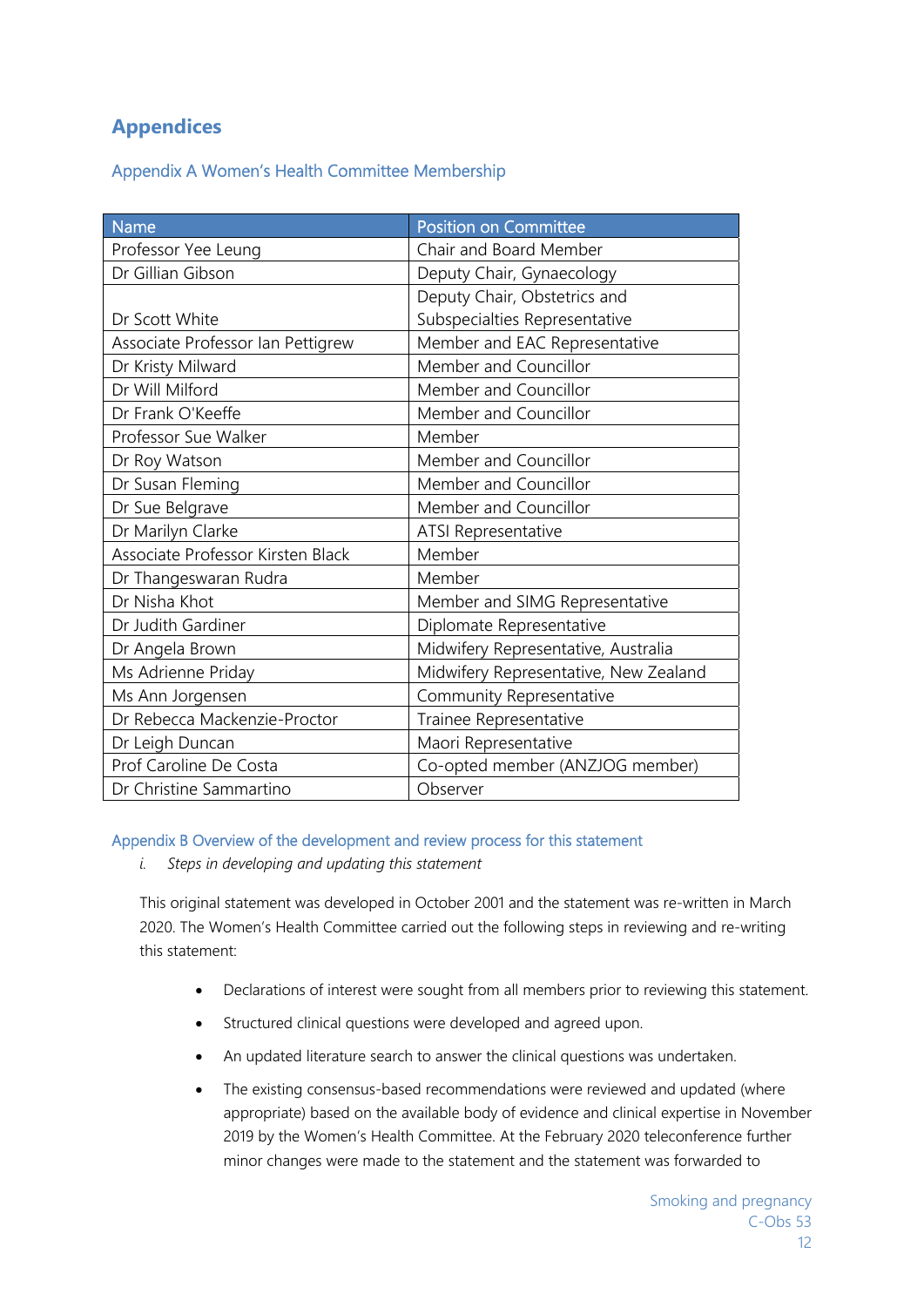# Appendices

## Appendix A Women's Health Committee Membership

| Name | Position on Committee |
|---|---|
| Professor Yee Leung | Chair and Board Member |
| Dr Gillian Gibson | Deputy Chair, Gynaecology |
| Dr Scott White | Deputy Chair, Obstetrics and Subspecialties Representative |
| Associate Professor Ian Pettigrew | Member and EAC Representative |
| Dr Kristy Milward | Member and Councillor |
| Dr Will Milford | Member and Councillor |
| Dr Frank O'Keeffe | Member and Councillor |
| Professor Sue Walker | Member |
| Dr Roy Watson | Member and Councillor |
| Dr Susan Fleming | Member and Councillor |
| Dr Sue Belgrave | Member and Councillor |
| Dr Marilyn Clarke | ATSI Representative |
| Associate Professor Kirsten Black | Member |
| Dr Thangeswaran Rudra | Member |
| Dr Nisha Khot | Member and SIMG Representative |
| Dr Judith Gardiner | Diplomate Representative |
| Dr Angela Brown | Midwifery Representative, Australia |
| Ms Adrienne Priday | Midwifery Representative, New Zealand |
| Ms Ann Jorgensen | Community Representative |
| Dr Rebecca Mackenzie-Proctor | Trainee Representative |
| Dr Leigh Duncan | Maori Representative |
| Prof Caroline De Costa | Co-opted member (ANZJOG member) |
| Dr Christine Sammartino | Observer |

## Appendix B Overview of the development and review process for this statement

*i. Steps in developing and updating this statement*

This original statement was developed in October 2001 and the statement was re-written in March 2020. The Women's Health Committee carried out the following steps in reviewing and re-writing this statement:

- Declarations of interest were sought from all members prior to reviewing this statement.
- Structured clinical questions were developed and agreed upon.
- An updated literature search to answer the clinical questions was undertaken.
- The existing consensus-based recommendations were reviewed and updated (where appropriate) based on the available body of evidence and clinical expertise in November 2019 by the Women's Health Committee. At the February 2020 teleconference further minor changes were made to the statement and the statement was forwarded to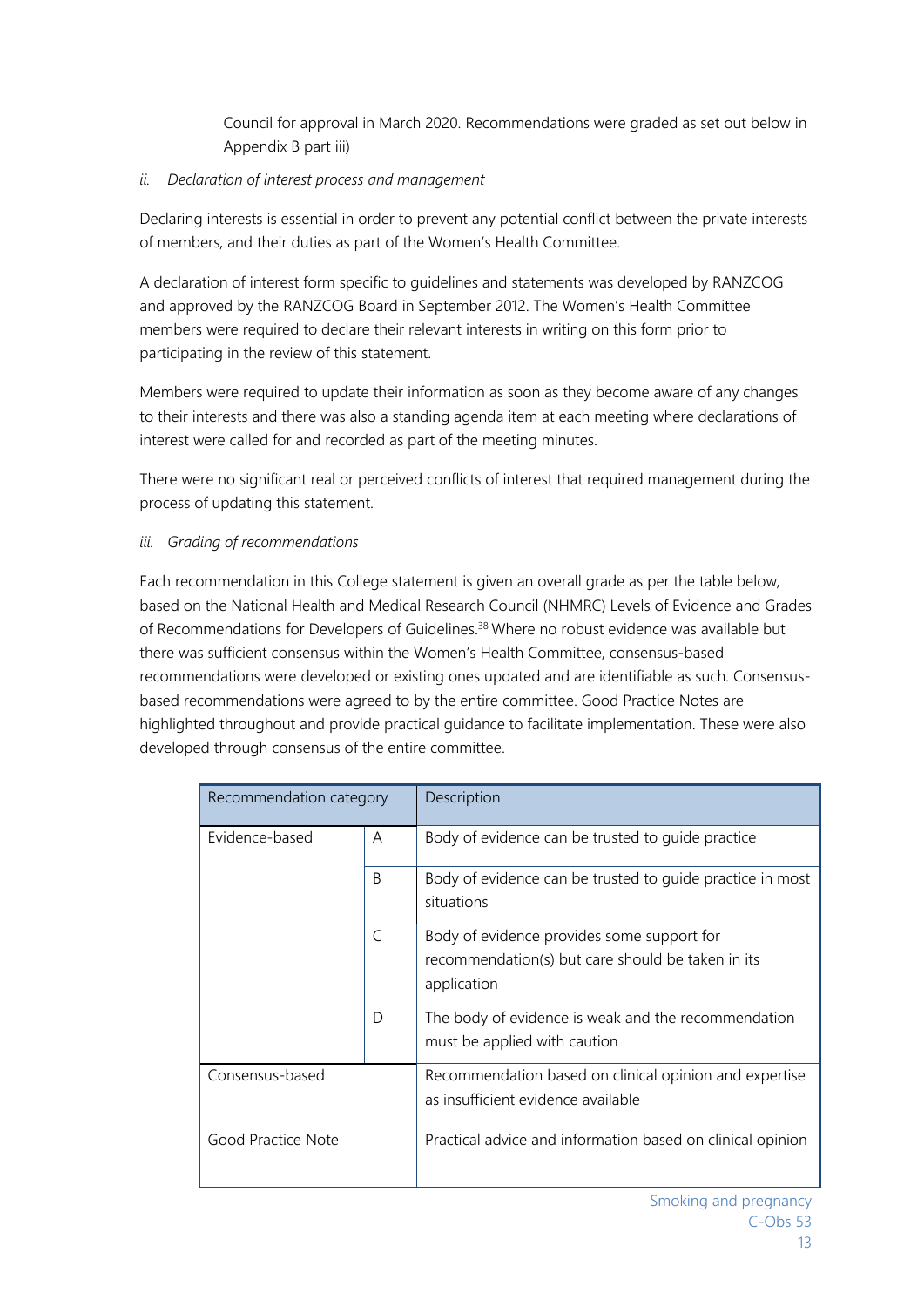Council for approval in March 2020. Recommendations were graded as set out below in Appendix B part iii)

*ii. Declaration of interest process and management*

Declaring interests is essential in order to prevent any potential conflict between the private interests of members, and their duties as part of the Women's Health Committee.

A declaration of interest form specific to guidelines and statements was developed by RANZCOG and approved by the RANZCOG Board in September 2012. The Women's Health Committee members were required to declare their relevant interests in writing on this form prior to participating in the review of this statement.

Members were required to update their information as soon as they become aware of any changes to their interests and there was also a standing agenda item at each meeting where declarations of interest were called for and recorded as part of the meeting minutes.

There were no significant real or perceived conflicts of interest that required management during the process of updating this statement.

*iii. Grading of recommendations*

Each recommendation in this College statement is given an overall grade as per the table below, based on the National Health and Medical Research Council (NHMRC) Levels of Evidence and Grades of Recommendations for Developers of Guidelines.[38] Where no robust evidence was available but there was sufficient consensus within the Women's Health Committee, consensus-based recommendations were developed or existing ones updated and are identifiable as such. Consensus-based recommendations were agreed to by the entire committee. Good Practice Notes are highlighted throughout and provide practical guidance to facilitate implementation. These were also developed through consensus of the entire committee.

| Recommendation category | | Description |
|---|---|---|
| Evidence-based | A | Body of evidence can be trusted to guide practice |
| | B | Body of evidence can be trusted to guide practice in most situations |
| | C | Body of evidence provides some support for recommendation(s) but care should be taken in its application |
| | D | The body of evidence is weak and the recommendation must be applied with caution |
| Consensus-based | | Recommendation based on clinical opinion and expertise as insufficient evidence available |
| Good Practice Note | | Practical advice and information based on clinical opinion |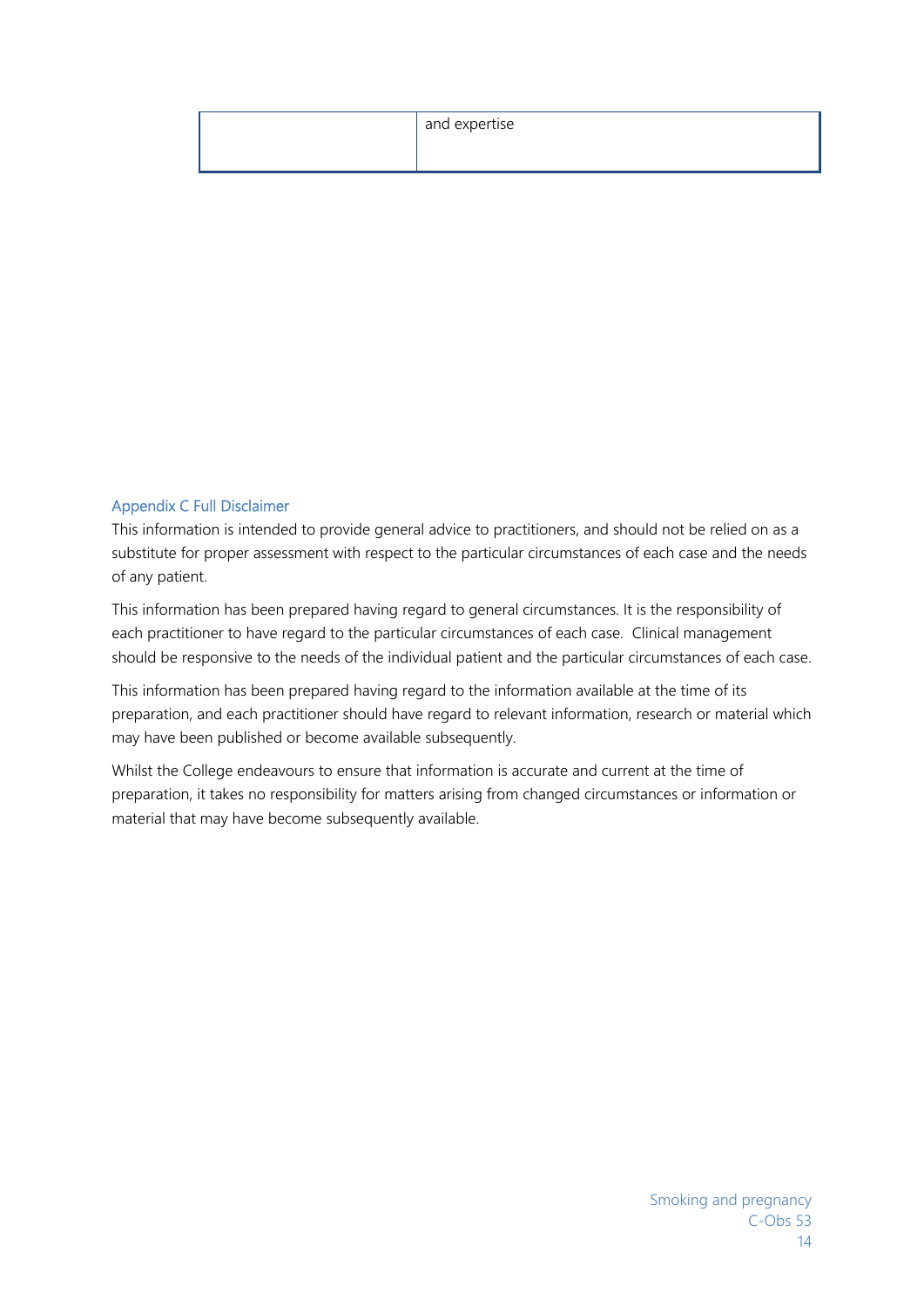| | |
|---|---|
| | and expertise |

## Appendix C Full Disclaimer

This information is intended to provide general advice to practitioners, and should not be relied on as a substitute for proper assessment with respect to the particular circumstances of each case and the needs of any patient.

This information has been prepared having regard to general circumstances. It is the responsibility of each practitioner to have regard to the particular circumstances of each case. Clinical management should be responsive to the needs of the individual patient and the particular circumstances of each case.

This information has been prepared having regard to the information available at the time of its preparation, and each practitioner should have regard to relevant information, research or material which may have been published or become available subsequently.

Whilst the College endeavours to ensure that information is accurate and current at the time of preparation, it takes no responsibility for matters arising from changed circumstances or information or material that may have become subsequently available.